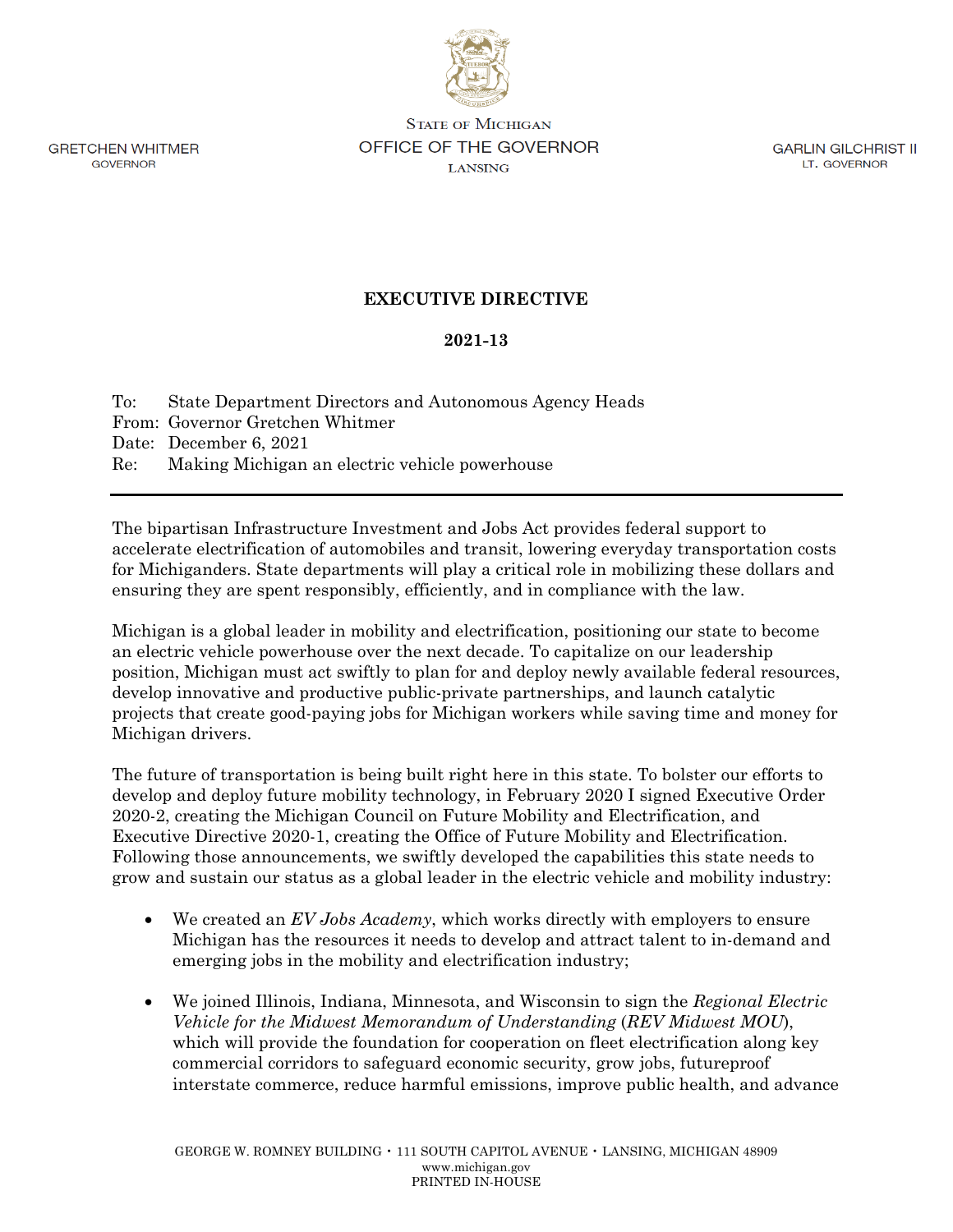GRETCHEN WHITMER
GOVERNOR

STATE OF MICHIGAN
OFFICE OF THE GOVERNOR
LANSING

GARLIN GILCHRIST II
LT. GOVERNOR

# EXECUTIVE DIRECTIVE

## 2021-13

To: State Department Directors and Autonomous Agency Heads
From: Governor Gretchen Whitmer
Date: December 6, 2021
Re: Making Michigan an electric vehicle powerhouse

---

The bipartisan Infrastructure Investment and Jobs Act provides federal support to accelerate electrification of automobiles and transit, lowering everyday transportation costs for Michiganders. State departments will play a critical role in mobilizing these dollars and ensuring they are spent responsibly, efficiently, and in compliance with the law.

Michigan is a global leader in mobility and electrification, positioning our state to become an electric vehicle powerhouse over the next decade. To capitalize on our leadership position, Michigan must act swiftly to plan for and deploy newly available federal resources, develop innovative and productive public-private partnerships, and launch catalytic projects that create good-paying jobs for Michigan workers while saving time and money for Michigan drivers.

The future of transportation is being built right here in this state. To bolster our efforts to develop and deploy future mobility technology, in February 2020 I signed Executive Order 2020-2, creating the Michigan Council on Future Mobility and Electrification, and Executive Directive 2020-1, creating the Office of Future Mobility and Electrification. Following those announcements, we swiftly developed the capabilities this state needs to grow and sustain our status as a global leader in the electric vehicle and mobility industry:

- We created an *EV Jobs Academy*, which works directly with employers to ensure Michigan has the resources it needs to develop and attract talent to in-demand and emerging jobs in the mobility and electrification industry;

- We joined Illinois, Indiana, Minnesota, and Wisconsin to sign the *Regional Electric Vehicle for the Midwest Memorandum of Understanding* (*REV Midwest MOU*), which will provide the foundation for cooperation on fleet electrification along key commercial corridors to safeguard economic security, grow jobs, futureproof interstate commerce, reduce harmful emissions, improve public health, and advance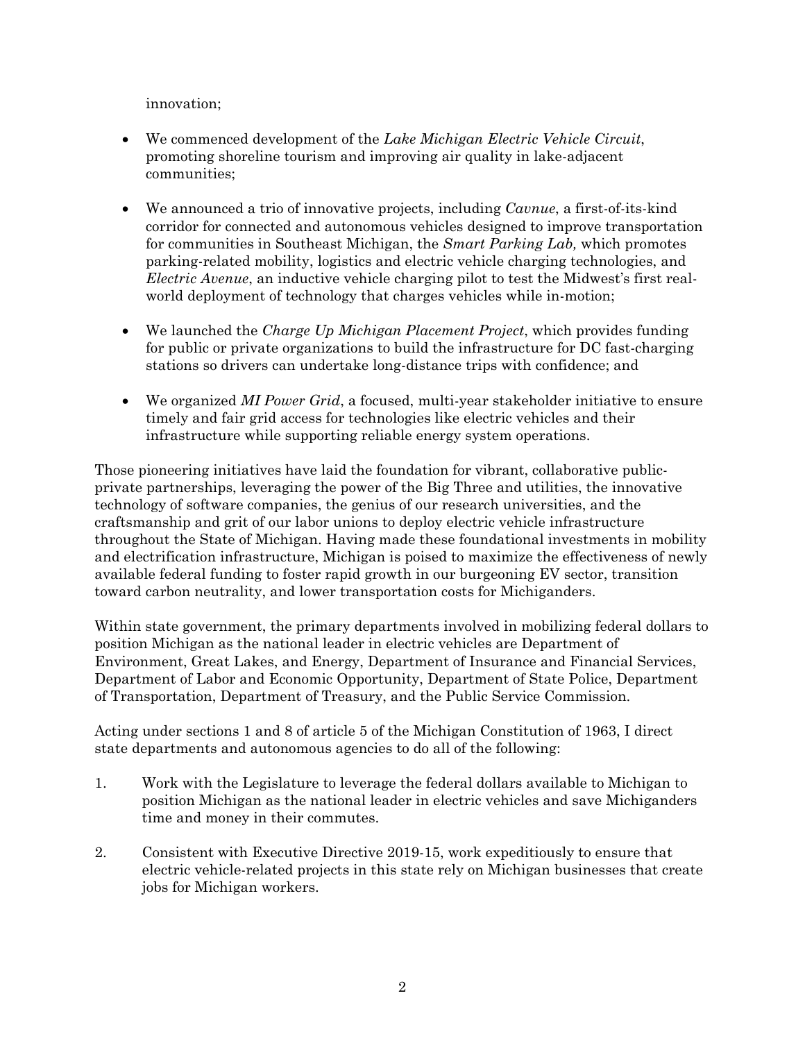innovation;

- We commenced development of the *Lake Michigan Electric Vehicle Circuit*, promoting shoreline tourism and improving air quality in lake-adjacent communities;

- We announced a trio of innovative projects, including *Cavnue*, a first-of-its-kind corridor for connected and autonomous vehicles designed to improve transportation for communities in Southeast Michigan, the *Smart Parking Lab,* which promotes parking-related mobility, logistics and electric vehicle charging technologies, and *Electric Avenue*, an inductive vehicle charging pilot to test the Midwest's first real-world deployment of technology that charges vehicles while in-motion;

- We launched the *Charge Up Michigan Placement Project*, which provides funding for public or private organizations to build the infrastructure for DC fast-charging stations so drivers can undertake long-distance trips with confidence; and

- We organized *MI Power Grid*, a focused, multi-year stakeholder initiative to ensure timely and fair grid access for technologies like electric vehicles and their infrastructure while supporting reliable energy system operations.

Those pioneering initiatives have laid the foundation for vibrant, collaborative public-private partnerships, leveraging the power of the Big Three and utilities, the innovative technology of software companies, the genius of our research universities, and the craftsmanship and grit of our labor unions to deploy electric vehicle infrastructure throughout the State of Michigan. Having made these foundational investments in mobility and electrification infrastructure, Michigan is poised to maximize the effectiveness of newly available federal funding to foster rapid growth in our burgeoning EV sector, transition toward carbon neutrality, and lower transportation costs for Michiganders.

Within state government, the primary departments involved in mobilizing federal dollars to position Michigan as the national leader in electric vehicles are Department of Environment, Great Lakes, and Energy, Department of Insurance and Financial Services, Department of Labor and Economic Opportunity, Department of State Police, Department of Transportation, Department of Treasury, and the Public Service Commission.

Acting under sections 1 and 8 of article 5 of the Michigan Constitution of 1963, I direct state departments and autonomous agencies to do all of the following:

1. Work with the Legislature to leverage the federal dollars available to Michigan to position Michigan as the national leader in electric vehicles and save Michiganders time and money in their commutes.

2. Consistent with Executive Directive 2019-15, work expeditiously to ensure that electric vehicle-related projects in this state rely on Michigan businesses that create jobs for Michigan workers.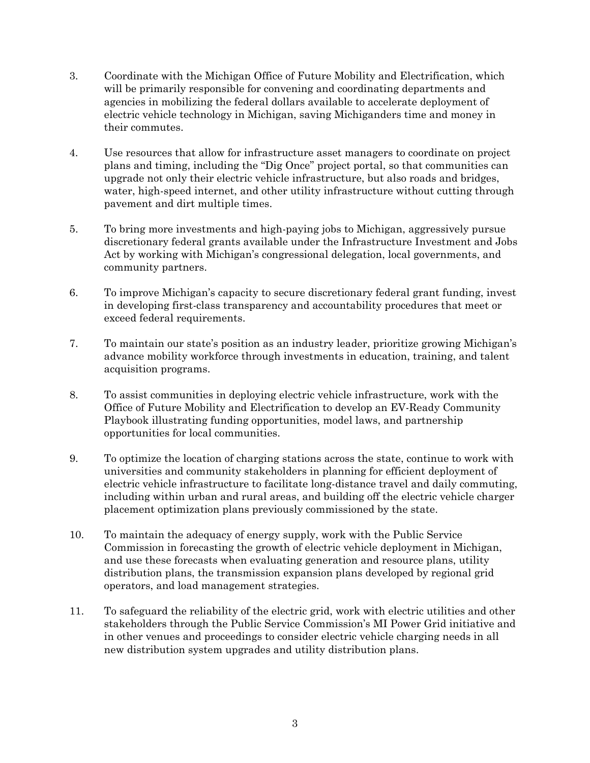3. Coordinate with the Michigan Office of Future Mobility and Electrification, which will be primarily responsible for convening and coordinating departments and agencies in mobilizing the federal dollars available to accelerate deployment of electric vehicle technology in Michigan, saving Michiganders time and money in their commutes.

4. Use resources that allow for infrastructure asset managers to coordinate on project plans and timing, including the "Dig Once" project portal, so that communities can upgrade not only their electric vehicle infrastructure, but also roads and bridges, water, high-speed internet, and other utility infrastructure without cutting through pavement and dirt multiple times.

5. To bring more investments and high-paying jobs to Michigan, aggressively pursue discretionary federal grants available under the Infrastructure Investment and Jobs Act by working with Michigan's congressional delegation, local governments, and community partners.

6. To improve Michigan's capacity to secure discretionary federal grant funding, invest in developing first-class transparency and accountability procedures that meet or exceed federal requirements.

7. To maintain our state's position as an industry leader, prioritize growing Michigan's advance mobility workforce through investments in education, training, and talent acquisition programs.

8. To assist communities in deploying electric vehicle infrastructure, work with the Office of Future Mobility and Electrification to develop an EV-Ready Community Playbook illustrating funding opportunities, model laws, and partnership opportunities for local communities.

9. To optimize the location of charging stations across the state, continue to work with universities and community stakeholders in planning for efficient deployment of electric vehicle infrastructure to facilitate long-distance travel and daily commuting, including within urban and rural areas, and building off the electric vehicle charger placement optimization plans previously commissioned by the state.

10. To maintain the adequacy of energy supply, work with the Public Service Commission in forecasting the growth of electric vehicle deployment in Michigan, and use these forecasts when evaluating generation and resource plans, utility distribution plans, the transmission expansion plans developed by regional grid operators, and load management strategies.

11. To safeguard the reliability of the electric grid, work with electric utilities and other stakeholders through the Public Service Commission's MI Power Grid initiative and in other venues and proceedings to consider electric vehicle charging needs in all new distribution system upgrades and utility distribution plans.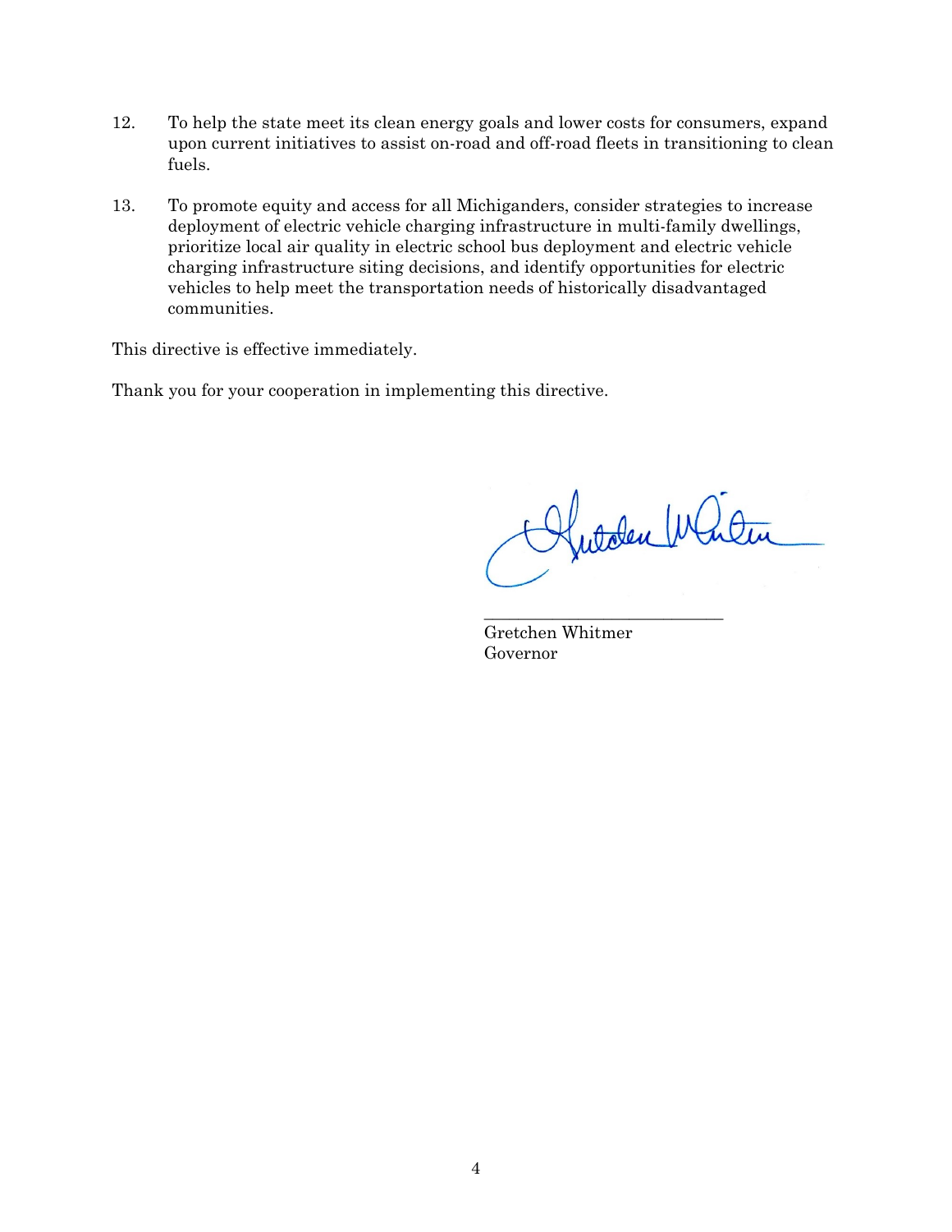12. To help the state meet its clean energy goals and lower costs for consumers, expand upon current initiatives to assist on-road and off-road fleets in transitioning to clean fuels.

13. To promote equity and access for all Michiganders, consider strategies to increase deployment of electric vehicle charging infrastructure in multi-family dwellings, prioritize local air quality in electric school bus deployment and electric vehicle charging infrastructure siting decisions, and identify opportunities for electric vehicles to help meet the transportation needs of historically disadvantaged communities.

This directive is effective immediately.

Thank you for your cooperation in implementing this directive.

Gretchen Whitmer
Governor